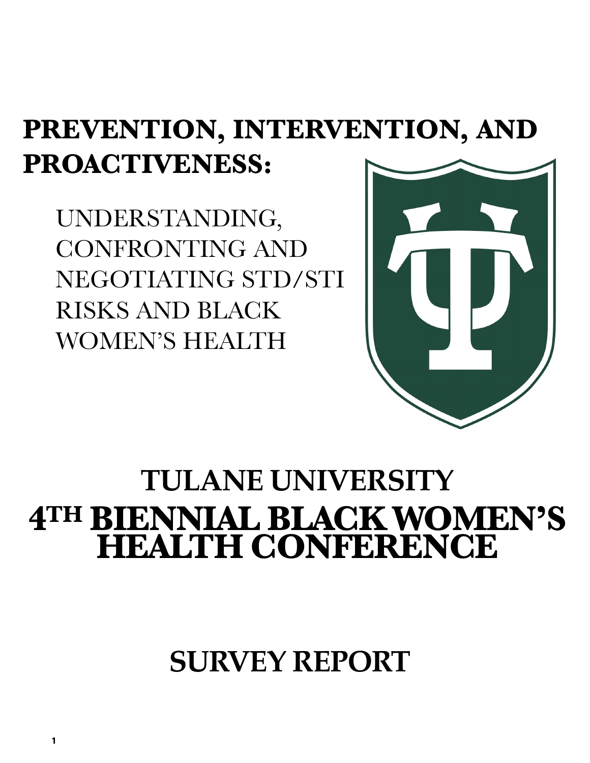# PREVENTION, INTERVENTION, AND PROACTIVENESS:

UNDERSTANDING, CONFRONTING AND NEGOTIATING STD/STI RISKS AND BLACK WOMEN'S HEALTH

# TULANE UNIVERSITY

# 4TH BIENNIAL BLACK WOMEN'S HEALTH CONFERENCE

# SURVEY REPORT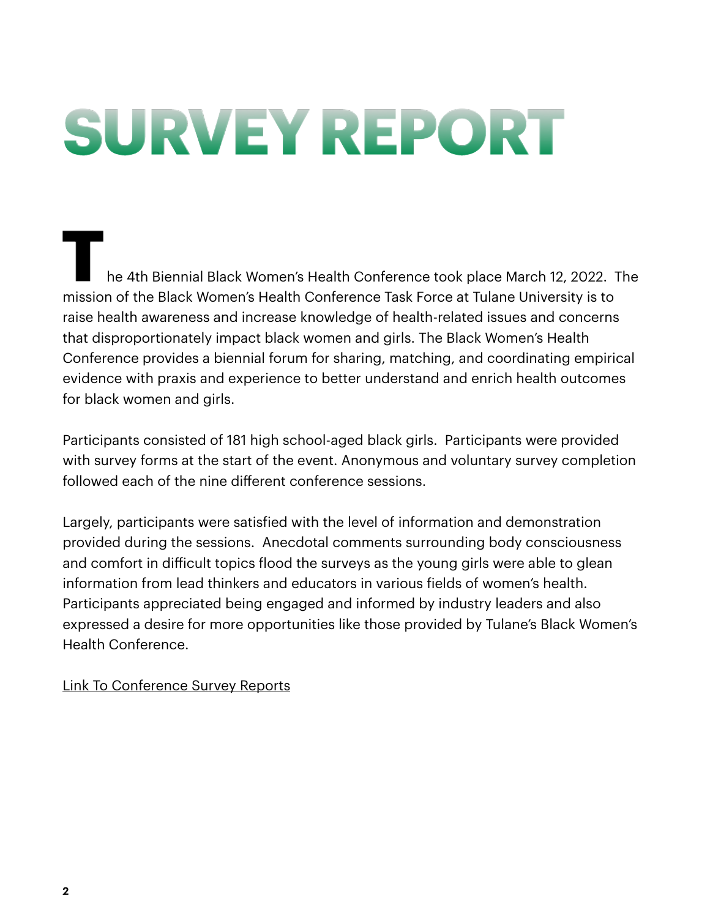# SURVEY REPORT

The 4th Biennial Black Women's Health Conference took place March 12, 2022. The mission of the Black Women's Health Conference Task Force at Tulane University is to raise health awareness and increase knowledge of health-related issues and concerns that disproportionately impact black women and girls. The Black Women's Health Conference provides a biennial forum for sharing, matching, and coordinating empirical evidence with praxis and experience to better understand and enrich health outcomes for black women and girls.

Participants consisted of 181 high school-aged black girls. Participants were provided with survey forms at the start of the event. Anonymous and voluntary survey completion followed each of the nine different conference sessions.

Largely, participants were satisfied with the level of information and demonstration provided during the sessions. Anecdotal comments surrounding body consciousness and comfort in difficult topics flood the surveys as the young girls were able to glean information from lead thinkers and educators in various fields of women's health. Participants appreciated being engaged and informed by industry leaders and also expressed a desire for more opportunities like those provided by Tulane's Black Women's Health Conference.

Link To Conference Survey Reports